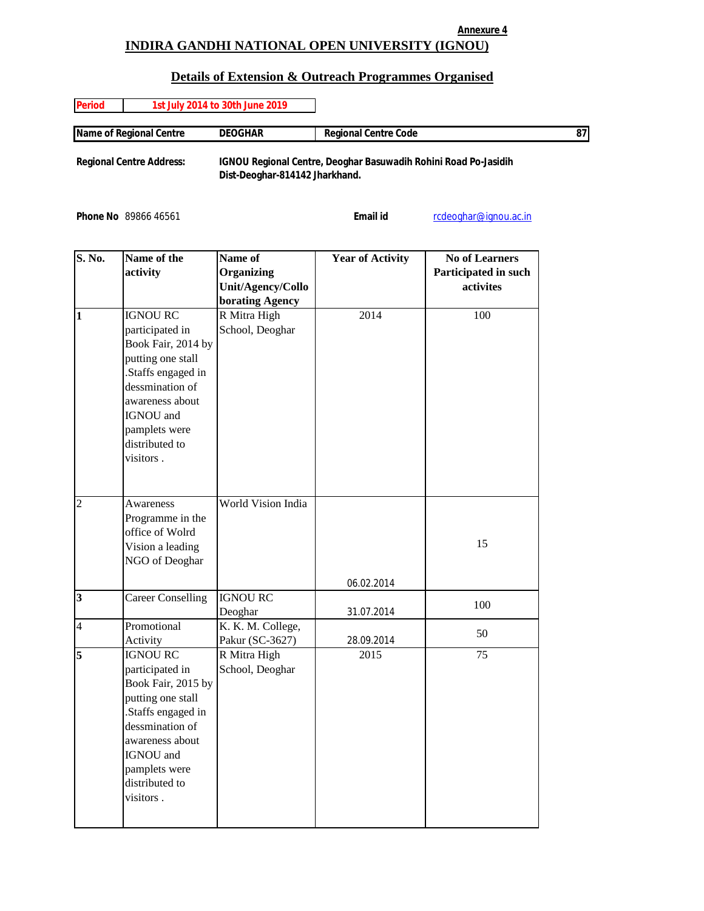**Annexure 4**

# INDIRA GANDHI NATIONAL OPEN UNIVERSITY (IGNOU)

## Details of Extension & Outreach Programmes Organised

| Period | 1st July 2014 to 30th June 2019 |
|---|---|

| Name of Regional Centre | DEOGHAR | Regional Centre Code | 87 |
|---|---|---|---|

**Regional Centre Address:** IGNOU Regional Centre, Deoghar Basuwadih Rohini Road Po-Jasidih Dist-Deoghar-814142 Jharkhand.

**Phone No** 89866 46561 **Email id** rcdeoghar@ignou.ac.in

| S. No. | Name of the activity | Name of Organizing Unit/Agency/Collo borating Agency | Year of Activity | No of Learners Participated in such activites |
|---|---|---|---|---|
| 1 | IGNOU RC participated in Book Fair, 2014 by putting one stall .Staffs engaged in dessmination of awareness about IGNOU and pamplets were distributed to visitors . | R Mitra High School, Deoghar | 2014 | 100 |
| 2 | Awareness Programme in the office of Wolrd Vision a leading NGO of Deoghar | World Vision India | 06.02.2014 | 15 |
| 3 | Career Conselling | IGNOU RC Deoghar | 31.07.2014 | 100 |
| 4 | Promotional Activity | K. K. M. College, Pakur (SC-3627) | 28.09.2014 | 50 |
| 5 | IGNOU RC participated in Book Fair, 2015 by putting one stall .Staffs engaged in dessmination of awareness about IGNOU and pamplets were distributed to visitors . | R Mitra High School, Deoghar | 2015 | 75 |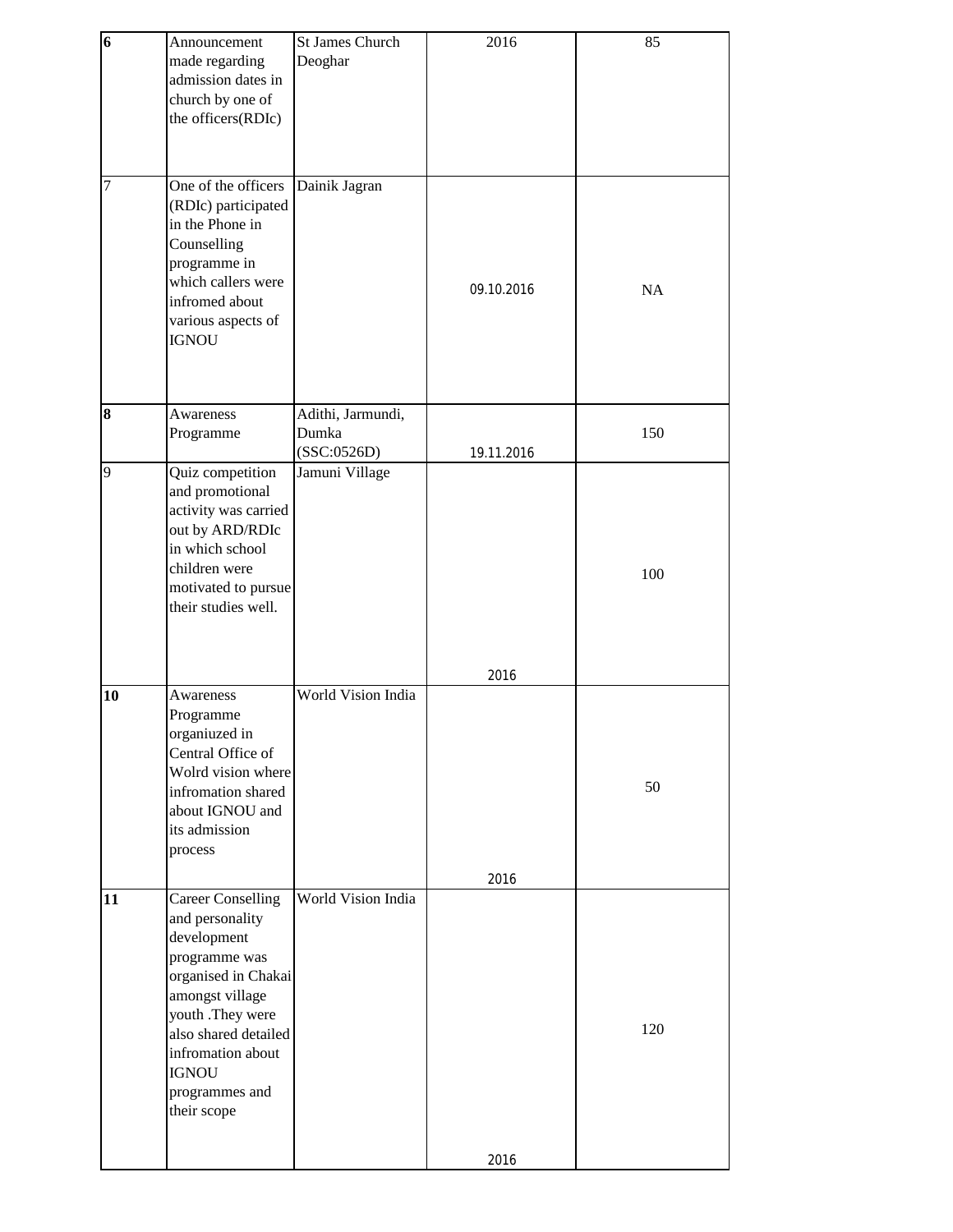| | | | | |
|---|---|---|---|---|
| **6** | Announcement made regarding admission dates in church by one of the officers(RDIc) | St James Church Deoghar | 2016 | 85 |
| 7 | One of the officers (RDIc) participated in the Phone in Counselling programme in which callers were infromed about various aspects of IGNOU | Dainik Jagran | 09.10.2016 | NA |
| **8** | Awareness Programme | Adithi, Jarmundi, Dumka (SSC:0526D) | 19.11.2016 | 150 |
| 9 | Quiz competition and promotional activity was carried out by ARD/RDIc in which school children were motivated to pursue their studies well. | Jamuni Village | 2016 | 100 |
| **10** | Awareness Programme organiuzed in Central Office of Wolrd vision where infromation shared about IGNOU and its admission process | World Vision India | 2016 | 50 |
| **11** | Career Conselling and personality development programme was organised in Chakai amongst village youth .They were also shared detailed infromation about IGNOU programmes and their scope | World Vision India | 2016 | 120 |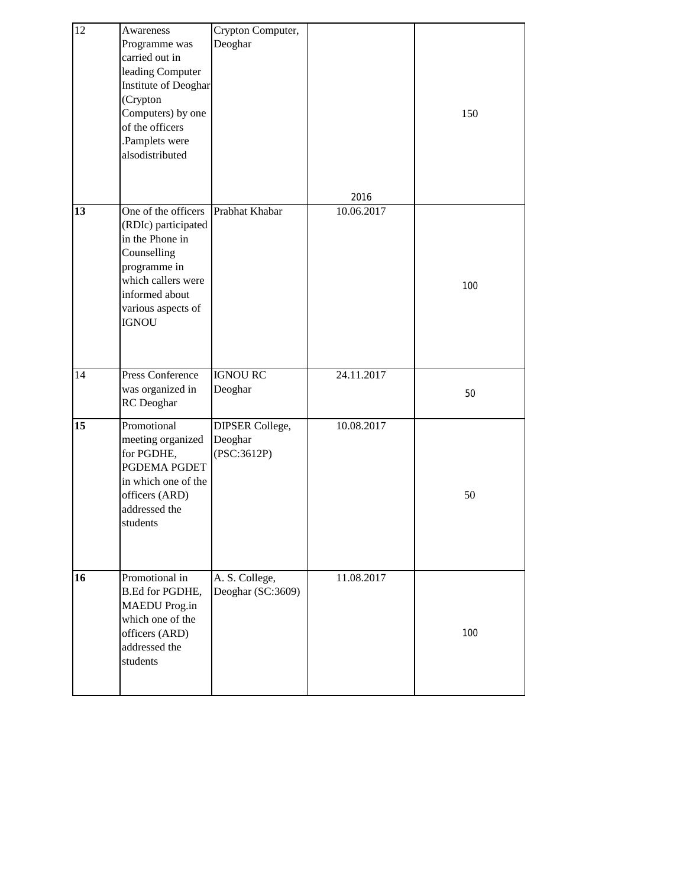| | | | | |
|---|---|---|---|---|
| 12 | Awareness Programme was carried out in leading Computer Institute of Deoghar (Crypton Computers) by one of the officers .Pamplets were alsodistributed | Crypton Computer, Deoghar | 2016 | 150 |
| **13** | One of the officers (RDIc) participated in the Phone in Counselling programme in which callers were informed about various aspects of IGNOU | Prabhat Khabar | 10.06.2017 | 100 |
| 14 | Press Conference was organized in RC Deoghar | IGNOU RC Deoghar | 24.11.2017 | 50 |
| **15** | Promotional meeting organized for PGDHE, PGDEMA PGDET in which one of the officers (ARD) addressed the students | DIPSER College, Deoghar (PSC:3612P) | 10.08.2017 | 50 |
| **16** | Promotional in B.Ed for PGDHE, MAEDU Prog.in which one of the officers (ARD) addressed the students | A. S. College, Deoghar (SC:3609) | 11.08.2017 | 100 |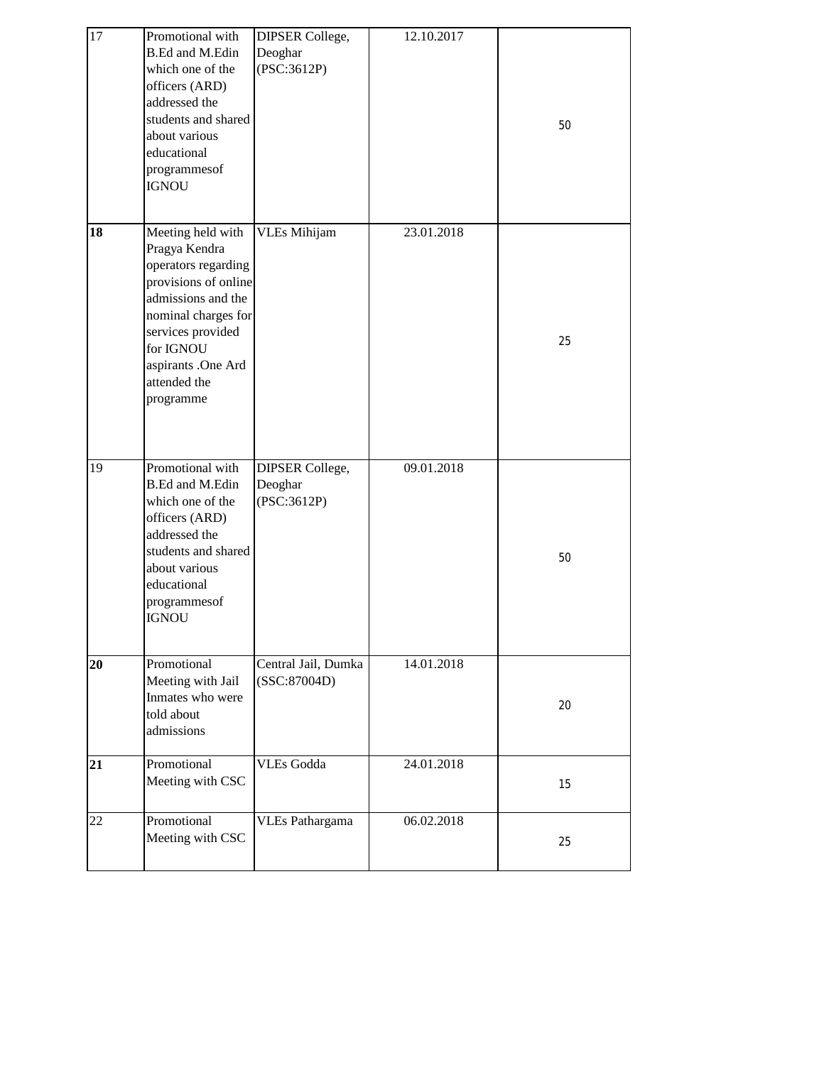| | | | | |
|---|---|---|---|---|
| 17 | Promotional with B.Ed and M.Edin which one of the officers (ARD) addressed the students and shared about various educational programmesof IGNOU | DIPSER College, Deoghar (PSC:3612P) | 12.10.2017 | 50 |
| **18** | Meeting held with Pragya Kendra operators regarding provisions of online admissions and the nominal charges for services provided for IGNOU aspirants .One Ard attended the programme | VLEs Mihijam | 23.01.2018 | 25 |
| 19 | Promotional with B.Ed and M.Edin which one of the officers (ARD) addressed the students and shared about various educational programmesof IGNOU | DIPSER College, Deoghar (PSC:3612P) | 09.01.2018 | 50 |
| **20** | Promotional Meeting with Jail Inmates who were told about admissions | Central Jail, Dumka (SSC:87004D) | 14.01.2018 | 20 |
| **21** | Promotional Meeting with CSC | VLEs Godda | 24.01.2018 | 15 |
| 22 | Promotional Meeting with CSC | VLEs Pathargama | 06.02.2018 | 25 |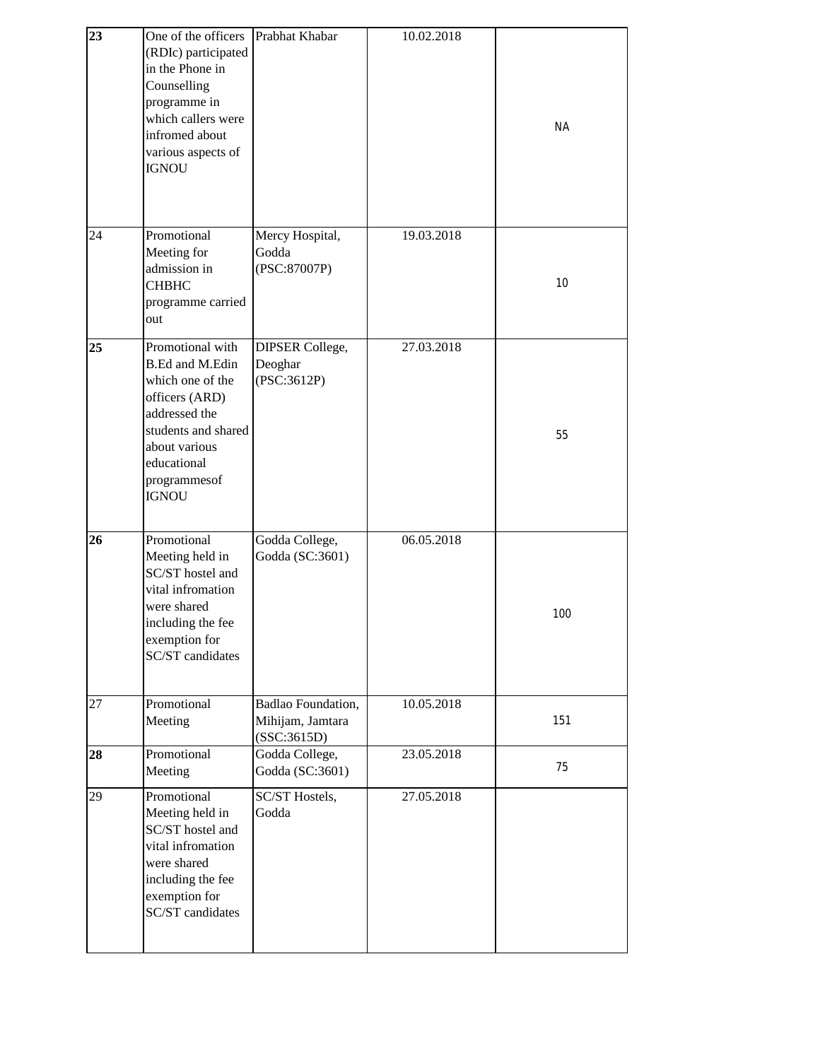| | | | | |
|---|---|---|---|---|
| **23** | One of the officers (RDIc) participated in the Phone in Counselling programme in which callers were infromed about various aspects of IGNOU | Prabhat Khabar | 10.02.2018 | NA |
| 24 | Promotional Meeting for admission in CHBHC programme carried out | Mercy Hospital, Godda (PSC:87007P) | 19.03.2018 | 10 |
| **25** | Promotional with B.Ed and M.Edin which one of the officers (ARD) addressed the students and shared about various educational programmesof IGNOU | DIPSER College, Deoghar (PSC:3612P) | 27.03.2018 | 55 |
| **26** | Promotional Meeting held in SC/ST hostel and vital infromation were shared including the fee exemption for SC/ST candidates | Godda College, Godda (SC:3601) | 06.05.2018 | 100 |
| 27 | Promotional Meeting | Badlao Foundation, Mihijam, Jamtara (SSC:3615D) | 10.05.2018 | 151 |
| **28** | Promotional Meeting | Godda College, Godda (SC:3601) | 23.05.2018 | 75 |
| 29 | Promotional Meeting held in SC/ST hostel and vital infromation were shared including the fee exemption for SC/ST candidates | SC/ST Hostels, Godda | 27.05.2018 | |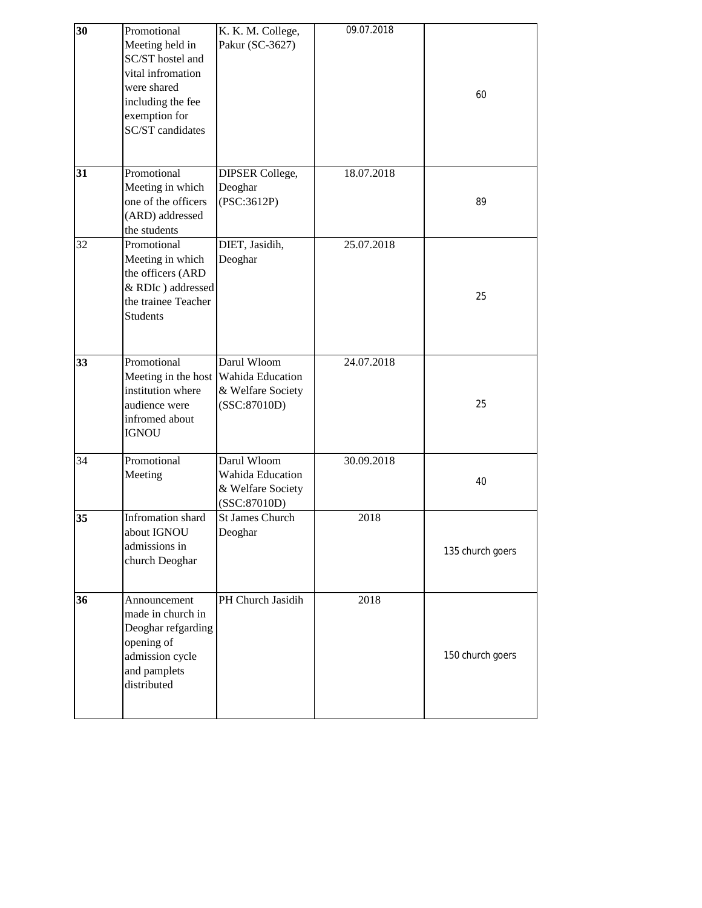| | | | | |
|---|---|---|---|---|
| **30** | Promotional Meeting held in SC/ST hostel and vital infromation were shared including the fee exemption for SC/ST candidates | K. K. M. College, Pakur (SC-3627) | 09.07.2018 | 60 |
| **31** | Promotional Meeting in which one of the officers (ARD) addressed the students | DIPSER College, Deoghar (PSC:3612P) | 18.07.2018 | 89 |
| 32 | Promotional Meeting in which the officers (ARD & RDIc ) addressed the trainee Teacher Students | DIET, Jasidih, Deoghar | 25.07.2018 | 25 |
| **33** | Promotional Meeting in the host institution where audience were infromed about IGNOU | Darul Wloom Wahida Education & Welfare Society (SSC:87010D) | 24.07.2018 | 25 |
| 34 | Promotional Meeting | Darul Wloom Wahida Education & Welfare Society (SSC:87010D) | 30.09.2018 | 40 |
| **35** | Infromation shard about IGNOU admissions in church Deoghar | St James Church Deoghar | 2018 | 135 church goers |
| **36** | Announcement made in church in Deoghar refgarding opening of admission cycle and pamplets distributed | PH Church Jasidih | 2018 | 150 church goers |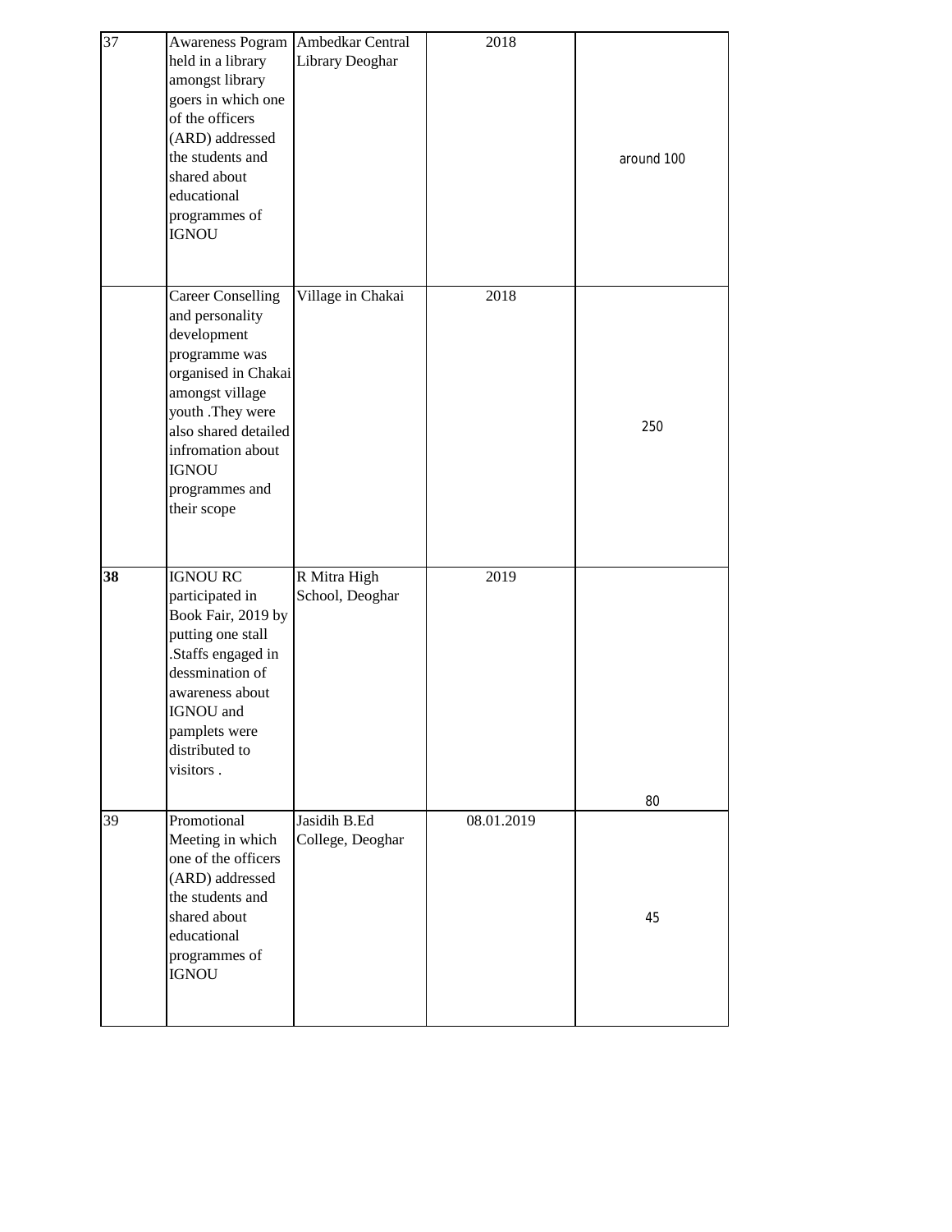| 37 | Awareness Pogram held in a library amongst library goers in which one of the officers (ARD) addressed the students and shared about educational programmes of IGNOU | Ambedkar Central Library Deoghar | 2018 | around 100 |
|---|---|---|---|---|
| | Career Conselling and personality development programme was organised in Chakai amongst village youth .They were also shared detailed infromation about IGNOU programmes and their scope | Village in Chakai | 2018 | 250 |
| **38** | IGNOU RC participated in Book Fair, 2019 by putting one stall .Staffs engaged in dessmination of awareness about IGNOU and pamplets were distributed to visitors . | R Mitra High School, Deoghar | 2019 | 80 |
| 39 | Promotional Meeting in which one of the officers (ARD) addressed the students and shared about educational programmes of IGNOU | Jasidih B.Ed College, Deoghar | 08.01.2019 | 45 |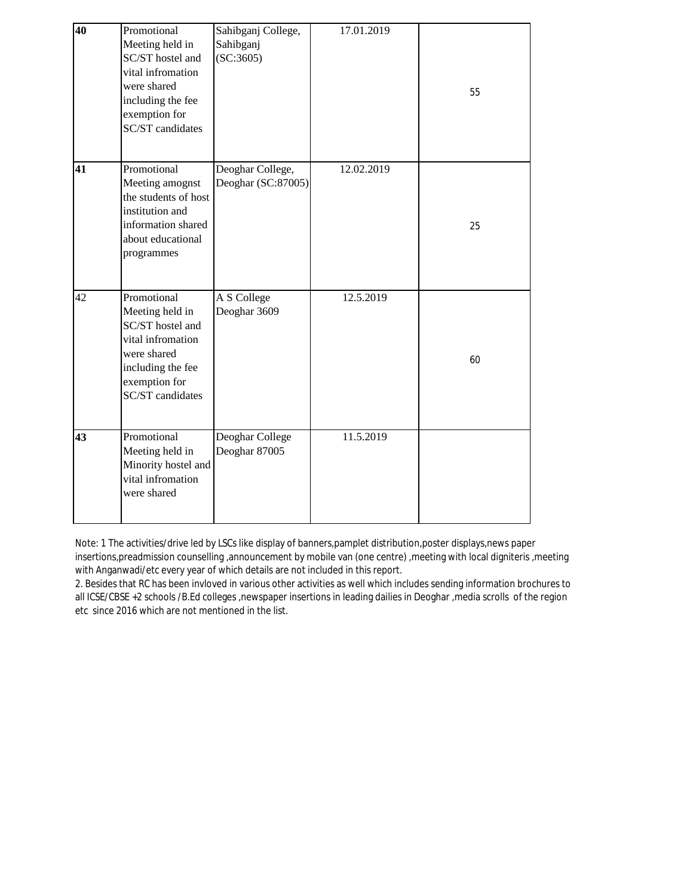| | | | | |
|---|---|---|---|---|
| **40** | Promotional Meeting held in SC/ST hostel and vital infromation were shared including the fee exemption for SC/ST candidates | Sahibganj College, Sahibganj (SC:3605) | 17.01.2019 | 55 |
| **41** | Promotional Meeting amognst the students of host institution and information shared about educational programmes | Deoghar College, Deoghar (SC:87005) | 12.02.2019 | 25 |
| 42 | Promotional Meeting held in SC/ST hostel and vital infromation were shared including the fee exemption for SC/ST candidates | A S College Deoghar 3609 | 12.5.2019 | 60 |
| **43** | Promotional Meeting held in Minority hostel and vital infromation were shared | Deoghar College Deoghar 87005 | 11.5.2019 | |

Note: 1 The activities/drive led by LSCs like display of banners,pamplet distribution,poster displays,news paper insertions,preadmission counselling ,announcement by mobile van (one centre) ,meeting with local digniteris ,meeting with Anganwadi/etc every year of which details are not included in this report.

2. Besides that RC has been invloved in various other activities as well which includes sending information brochures to all ICSE/CBSE +2 schools /B.Ed colleges ,newspaper insertions in leading dailies in Deoghar ,media scrolls of the region etc since 2016 which are not mentioned in the list.